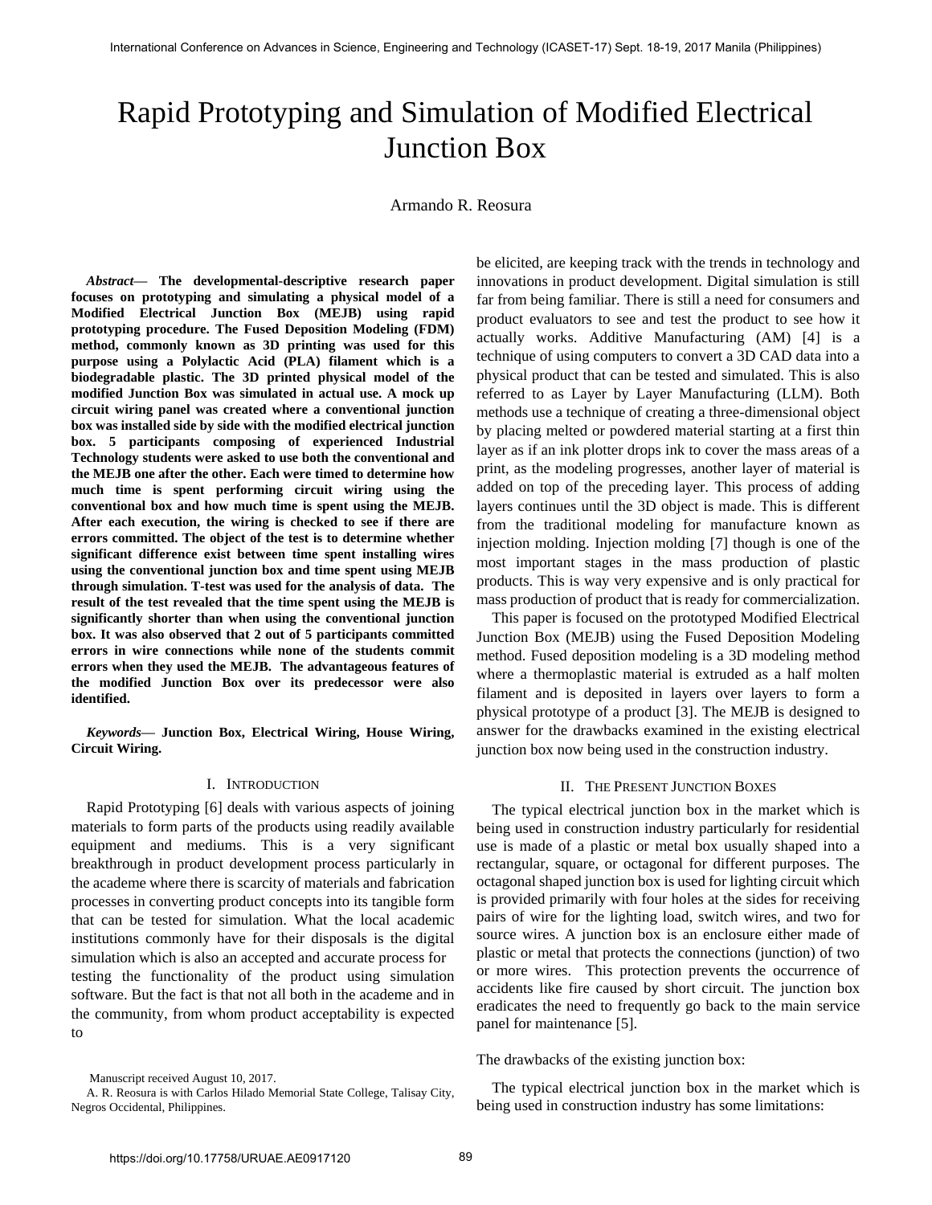# Rapid Prototyping and Simulation of Modified Electrical Junction Box

Armando R. Reosura

***Abstract*— The developmental-descriptive research paper focuses on prototyping and simulating a physical model of a Modified Electrical Junction Box (MEJB) using rapid prototyping procedure. The Fused Deposition Modeling (FDM) method, commonly known as 3D printing was used for this purpose using a Polylactic Acid (PLA) filament which is a biodegradable plastic. The 3D printed physical model of the modified Junction Box was simulated in actual use. A mock up circuit wiring panel was created where a conventional junction box was installed side by side with the modified electrical junction box. 5 participants composing of experienced Industrial Technology students were asked to use both the conventional and the MEJB one after the other. Each were timed to determine how much time is spent performing circuit wiring using the conventional box and how much time is spent using the MEJB. After each execution, the wiring is checked to see if there are errors committed. The object of the test is to determine whether significant difference exist between time spent installing wires using the conventional junction box and time spent using MEJB through simulation. T-test was used for the analysis of data. The result of the test revealed that the time spent using the MEJB is significantly shorter than when using the conventional junction box. It was also observed that 2 out of 5 participants committed errors in wire connections while none of the students commit errors when they used the MEJB. The advantageous features of the modified Junction Box over its predecessor were also identified.**

***Keywords*— Junction Box, Electrical Wiring, House Wiring, Circuit Wiring.**

## I. Introduction

Rapid Prototyping [6] deals with various aspects of joining materials to form parts of the products using readily available equipment and mediums. This is a very significant breakthrough in product development process particularly in the academe where there is scarcity of materials and fabrication processes in converting product concepts into its tangible form that can be tested for simulation. What the local academic institutions commonly have for their disposals is the digital simulation which is also an accepted and accurate process for testing the functionality of the product using simulation software. But the fact is that not all both in the academe and in the community, from whom product acceptability is expected to be elicited, are keeping track with the trends in technology and innovations in product development. Digital simulation is still far from being familiar. There is still a need for consumers and product evaluators to see and test the product to see how it actually works. Additive Manufacturing (AM) [4] is a technique of using computers to convert a 3D CAD data into a physical product that can be tested and simulated. This is also referred to as Layer by Layer Manufacturing (LLM). Both methods use a technique of creating a three-dimensional object by placing melted or powdered material starting at a first thin layer as if an ink plotter drops ink to cover the mass areas of a print, as the modeling progresses, another layer of material is added on top of the preceding layer. This process of adding layers continues until the 3D object is made. This is different from the traditional modeling for manufacture known as injection molding. Injection molding [7] though is one of the most important stages in the mass production of plastic products. This is way very expensive and is only practical for mass production of product that is ready for commercialization.

This paper is focused on the prototyped Modified Electrical Junction Box (MEJB) using the Fused Deposition Modeling method. Fused deposition modeling is a 3D modeling method where a thermoplastic material is extruded as a half molten filament and is deposited in layers over layers to form a physical prototype of a product [3]. The MEJB is designed to answer for the drawbacks examined in the existing electrical junction box now being used in the construction industry.

## II. The Present Junction Boxes

The typical electrical junction box in the market which is being used in construction industry particularly for residential use is made of a plastic or metal box usually shaped into a rectangular, square, or octagonal for different purposes. The octagonal shaped junction box is used for lighting circuit which is provided primarily with four holes at the sides for receiving pairs of wire for the lighting load, switch wires, and two for source wires. A junction box is an enclosure either made of plastic or metal that protects the connections (junction) of two or more wires. This protection prevents the occurrence of accidents like fire caused by short circuit. The junction box eradicates the need to frequently go back to the main service panel for maintenance [5].

The drawbacks of the existing junction box:

The typical electrical junction box in the market which is being used in construction industry has some limitations:

Manuscript received August 10, 2017.

A. R. Reosura is with Carlos Hilado Memorial State College, Talisay City, Negros Occidental, Philippines.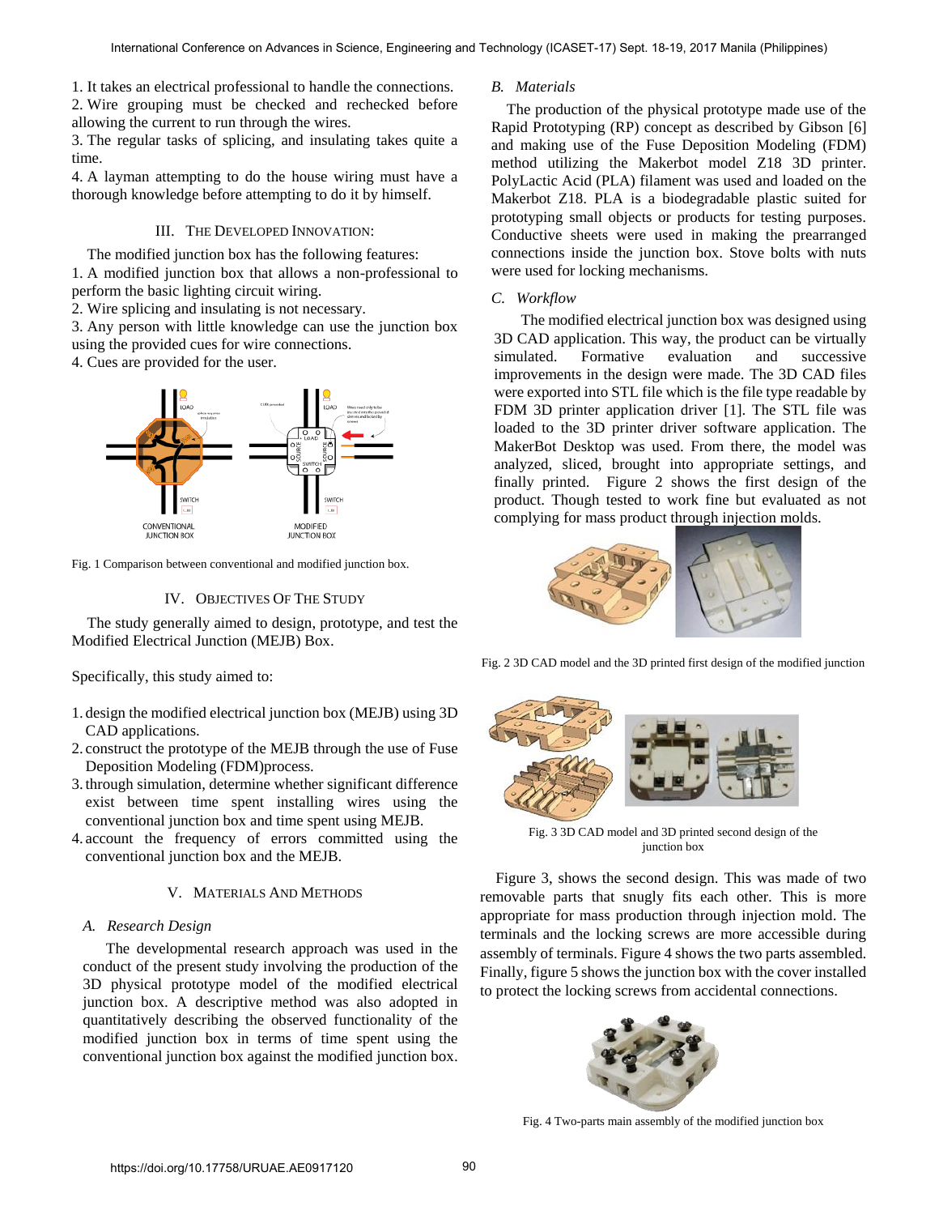1. It takes an electrical professional to handle the connections.
2. Wire grouping must be checked and rechecked before allowing the current to run through the wires.
3. The regular tasks of splicing, and insulating takes quite a time.
4. A layman attempting to do the house wiring must have a thorough knowledge before attempting to do it by himself.

## III. The Developed Innovation:

The modified junction box has the following features:
1. A modified junction box that allows a non-professional to perform the basic lighting circuit wiring.
2. Wire splicing and insulating is not necessary.
3. Any person with little knowledge can use the junction box using the provided cues for wire connections.
4. Cues are provided for the user.

Fig. 1 Comparison between conventional and modified junction box.

## IV. Objectives Of The Study

The study generally aimed to design, prototype, and test the Modified Electrical Junction (MEJB) Box.

Specifically, this study aimed to:

1. design the modified electrical junction box (MEJB) using 3D CAD applications.
2. construct the prototype of the MEJB through the use of Fuse Deposition Modeling (FDM)process.
3. through simulation, determine whether significant difference exist between time spent installing wires using the conventional junction box and time spent using MEJB.
4. account the frequency of errors committed using the conventional junction box and the MEJB.

## V. Materials And Methods

### A. Research Design

The developmental research approach was used in the conduct of the present study involving the production of the 3D physical prototype model of the modified electrical junction box. A descriptive method was also adopted in quantitatively describing the observed functionality of the modified junction box in terms of time spent using the conventional junction box against the modified junction box.

### B. Materials

The production of the physical prototype made use of the Rapid Prototyping (RP) concept as described by Gibson [6] and making use of the Fuse Deposition Modeling (FDM) method utilizing the Makerbot model Z18 3D printer. PolyLactic Acid (PLA) filament was used and loaded on the Makerbot Z18. PLA is a biodegradable plastic suited for prototyping small objects or products for testing purposes. Conductive sheets were used in making the prearranged connections inside the junction box. Stove bolts with nuts were used for locking mechanisms.

### C. Workflow

The modified electrical junction box was designed using 3D CAD application. This way, the product can be virtually simulated. Formative evaluation and successive improvements in the design were made. The 3D CAD files were exported into STL file which is the file type readable by FDM 3D printer application driver [1]. The STL file was loaded to the 3D printer driver software application. The MakerBot Desktop was used. From there, the model was analyzed, sliced, brought into appropriate settings, and finally printed. Figure 2 shows the first design of the product. Though tested to work fine but evaluated as not complying for mass product through injection molds.

Fig. 2 3D CAD model and the 3D printed first design of the modified junction

Fig. 3 3D CAD model and 3D printed second design of the junction box

Figure 3, shows the second design. This was made of two removable parts that snugly fits each other. This is more appropriate for mass production through injection mold. The terminals and the locking screws are more accessible during assembly of terminals. Figure 4 shows the two parts assembled. Finally, figure 5 shows the junction box with the cover installed to protect the locking screws from accidental connections.

Fig. 4 Two-parts main assembly of the modified junction box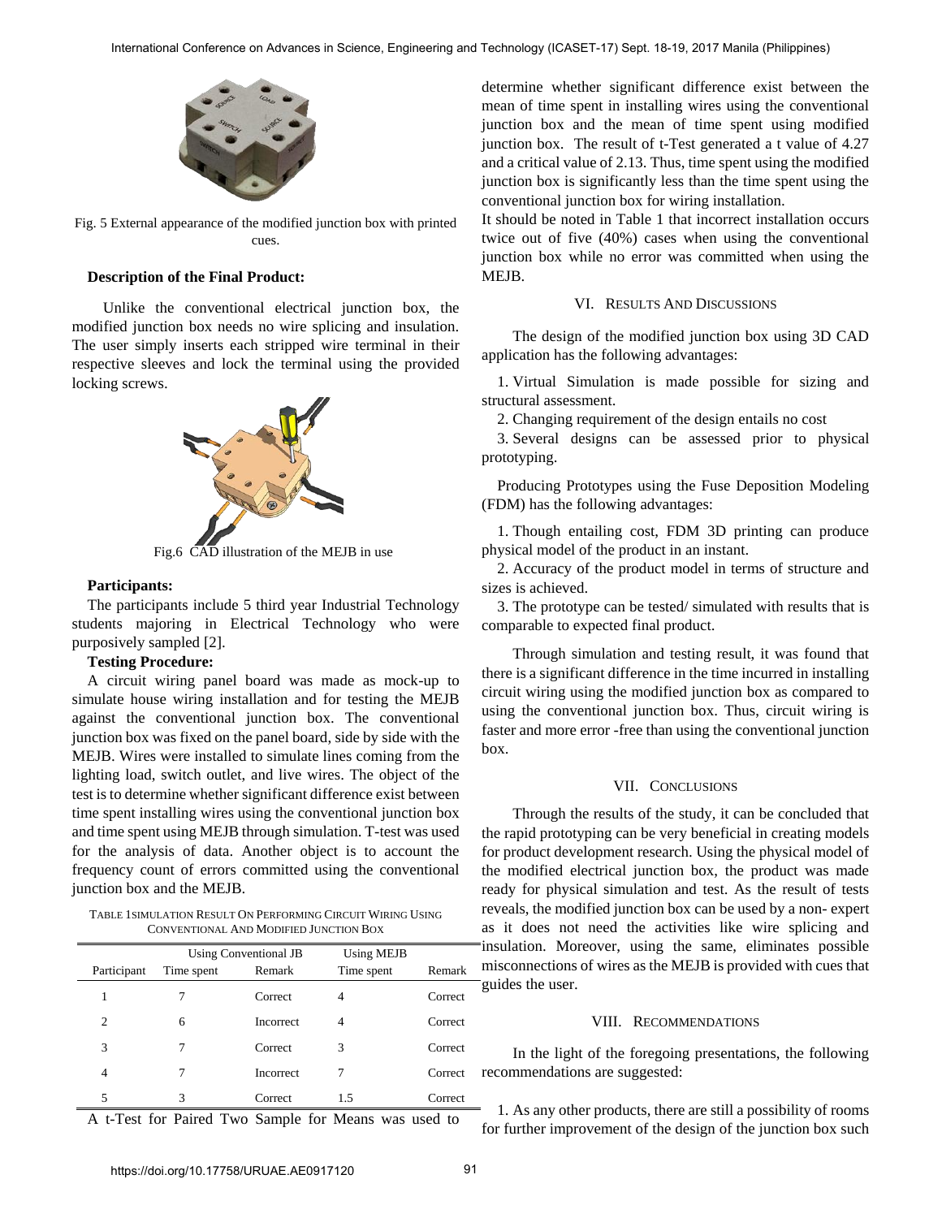Fig. 5 External appearance of the modified junction box with printed cues.

**Description of the Final Product:**

Unlike the conventional electrical junction box, the modified junction box needs no wire splicing and insulation. The user simply inserts each stripped wire terminal in their respective sleeves and lock the terminal using the provided locking screws.

Fig.6 CAD illustration of the MEJB in use

**Participants:**

The participants include 5 third year Industrial Technology students majoring in Electrical Technology who were purposively sampled [2].

**Testing Procedure:**

A circuit wiring panel board was made as mock-up to simulate house wiring installation and for testing the MEJB against the conventional junction box. The conventional junction box was fixed on the panel board, side by side with the MEJB. Wires were installed to simulate lines coming from the lighting load, switch outlet, and live wires. The object of the test is to determine whether significant difference exist between time spent installing wires using the conventional junction box and time spent using MEJB through simulation. T-test was used for the analysis of data. Another object is to account the frequency count of errors committed using the conventional junction box and the MEJB.

TABLE 1 SIMULATION RESULT ON PERFORMING CIRCUIT WIRING USING CONVENTIONAL AND MODIFIED JUNCTION BOX

| | Using Conventional JB | | Using MEJB | |
|---|---|---|---|---|
| Participant | Time spent | Remark | Time spent | Remark |
| 1 | 7 | Correct | 4 | Correct |
| 2 | 6 | Incorrect | 4 | Correct |
| 3 | 7 | Correct | 3 | Correct |
| 4 | 7 | Incorrect | 7 | Correct |
| 5 | 3 | Correct | 1.5 | Correct |

A t-Test for Paired Two Sample for Means was used to determine whether significant difference exist between the mean of time spent in installing wires using the conventional junction box and the mean of time spent using modified junction box. The result of t-Test generated a t value of 4.27 and a critical value of 2.13. Thus, time spent using the modified junction box is significantly less than the time spent using the conventional junction box for wiring installation.

It should be noted in Table 1 that incorrect installation occurs twice out of five (40%) cases when using the conventional junction box while no error was committed when using the MEJB.

## VI. RESULTS AND DISCUSSIONS

The design of the modified junction box using 3D CAD application has the following advantages:

1. Virtual Simulation is made possible for sizing and structural assessment.
2. Changing requirement of the design entails no cost
3. Several designs can be assessed prior to physical prototyping.

Producing Prototypes using the Fuse Deposition Modeling (FDM) has the following advantages:

1. Though entailing cost, FDM 3D printing can produce physical model of the product in an instant.
2. Accuracy of the product model in terms of structure and sizes is achieved.
3. The prototype can be tested/ simulated with results that is comparable to expected final product.

Through simulation and testing result, it was found that there is a significant difference in the time incurred in installing circuit wiring using the modified junction box as compared to using the conventional junction box. Thus, circuit wiring is faster and more error -free than using the conventional junction box.

## VII. CONCLUSIONS

Through the results of the study, it can be concluded that the rapid prototyping can be very beneficial in creating models for product development research. Using the physical model of the modified electrical junction box, the product was made ready for physical simulation and test. As the result of tests reveals, the modified junction box can be used by a non- expert as it does not need the activities like wire splicing and insulation. Moreover, using the same, eliminates possible misconnections of wires as the MEJB is provided with cues that guides the user.

## VIII. RECOMMENDATIONS

In the light of the foregoing presentations, the following recommendations are suggested:

1. As any other products, there are still a possibility of rooms for further improvement of the design of the junction box such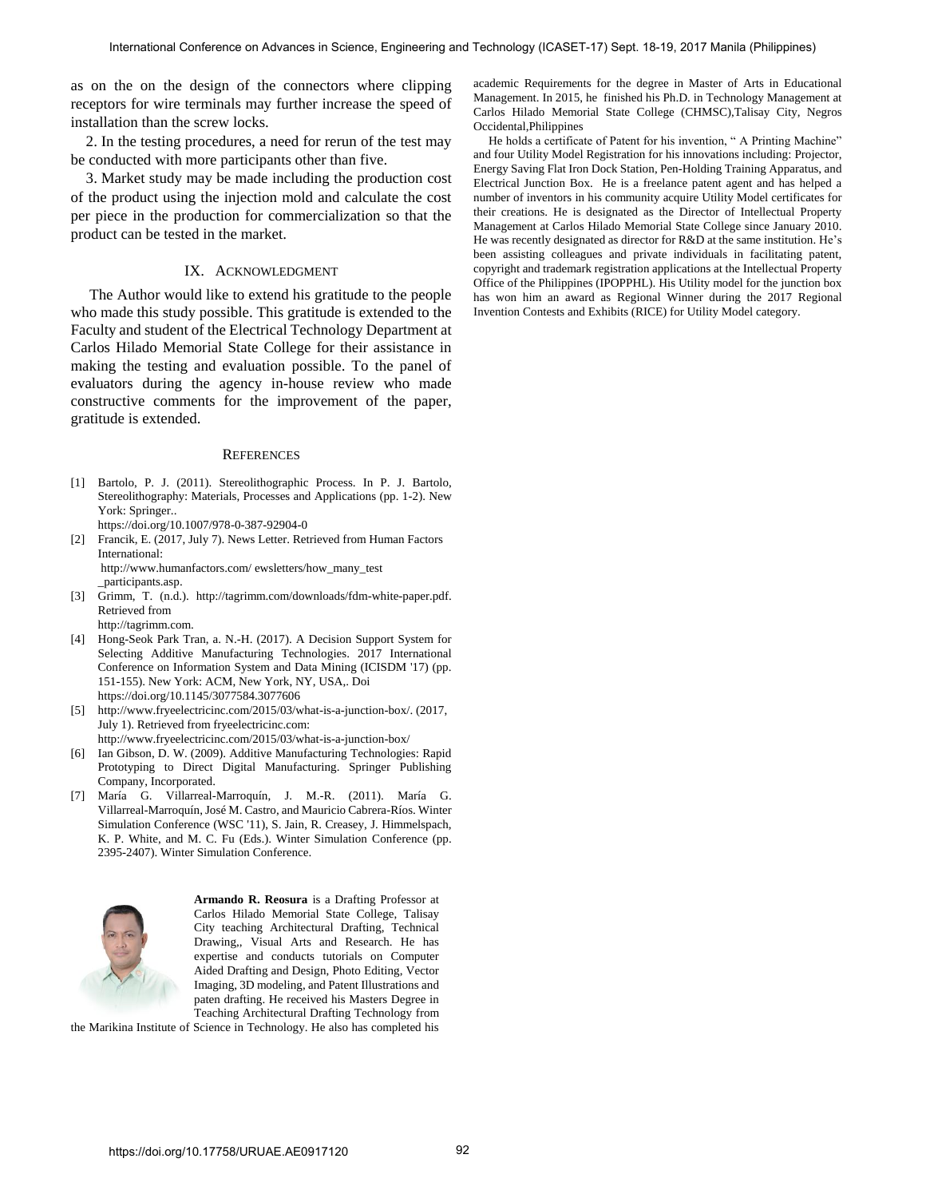as on the on the design of the connectors where clipping receptors for wire terminals may further increase the speed of installation than the screw locks.

2. In the testing procedures, a need for rerun of the test may be conducted with more participants other than five.

3. Market study may be made including the production cost of the product using the injection mold and calculate the cost per piece in the production for commercialization so that the product can be tested in the market.

## IX. Acknowledgment

The Author would like to extend his gratitude to the people who made this study possible. This gratitude is extended to the Faculty and student of the Electrical Technology Department at Carlos Hilado Memorial State College for their assistance in making the testing and evaluation possible. To the panel of evaluators during the agency in-house review who made constructive comments for the improvement of the paper, gratitude is extended.

## References

[1] Bartolo, P. J. (2011). Stereolithographic Process. In P. J. Bartolo, Stereolithography: Materials, Processes and Applications (pp. 1-2). New York: Springer.. https://doi.org/10.1007/978-0-387-92904-0

[2] Francik, E. (2017, July 7). News Letter. Retrieved from Human Factors International: http://www.humanfactors.com/ ewsletters/how_many_test _participants.asp.

[3] Grimm, T. (n.d.). http://tagrimm.com/downloads/fdm-white-paper.pdf. Retrieved from http://tagrimm.com.

[4] Hong-Seok Park Tran, a. N.-H. (2017). A Decision Support System for Selecting Additive Manufacturing Technologies. 2017 International Conference on Information System and Data Mining (ICISDM '17) (pp. 151-155). New York: ACM, New York, NY, USA,. Doi https://doi.org/10.1145/3077584.3077606

[5] http://www.fryeelectricinc.com/2015/03/what-is-a-junction-box/. (2017, July 1). Retrieved from fryeelectricinc.com: http://www.fryeelectricinc.com/2015/03/what-is-a-junction-box/

[6] Ian Gibson, D. W. (2009). Additive Manufacturing Technologies: Rapid Prototyping to Direct Digital Manufacturing. Springer Publishing Company, Incorporated.

[7] María G. Villarreal-Marroquín, J. M.-R. (2011). María G. Villarreal-Marroquín, José M. Castro, and Mauricio Cabrera-Ríos. Winter Simulation Conference (WSC '11), S. Jain, R. Creasey, J. Himmelspach, K. P. White, and M. C. Fu (Eds.). Winter Simulation Conference (pp. 2395-2407). Winter Simulation Conference.

**Armando R. Reosura** is a Drafting Professor at Carlos Hilado Memorial State College, Talisay City teaching Architectural Drafting, Technical Drawing,, Visual Arts and Research. He has expertise and conducts tutorials on Computer Aided Drafting and Design, Photo Editing, Vector Imaging, 3D modeling, and Patent Illustrations and paten drafting. He received his Masters Degree in Teaching Architectural Drafting Technology from the Marikina Institute of Science in Technology. He also has completed his academic Requirements for the degree in Master of Arts in Educational Management. In 2015, he finished his Ph.D. in Technology Management at Carlos Hilado Memorial State College (CHMSC),Talisay City, Negros Occidental,Philippines

He holds a certificate of Patent for his invention, " A Printing Machine" and four Utility Model Registration for his innovations including: Projector, Energy Saving Flat Iron Dock Station, Pen-Holding Training Apparatus, and Electrical Junction Box. He is a freelance patent agent and has helped a number of inventors in his community acquire Utility Model certificates for their creations. He is designated as the Director of Intellectual Property Management at Carlos Hilado Memorial State College since January 2010. He was recently designated as director for R&D at the same institution. He's been assisting colleagues and private individuals in facilitating patent, copyright and trademark registration applications at the Intellectual Property Office of the Philippines (IPOPPHL). His Utility model for the junction box has won him an award as Regional Winner during the 2017 Regional Invention Contests and Exhibits (RICE) for Utility Model category.